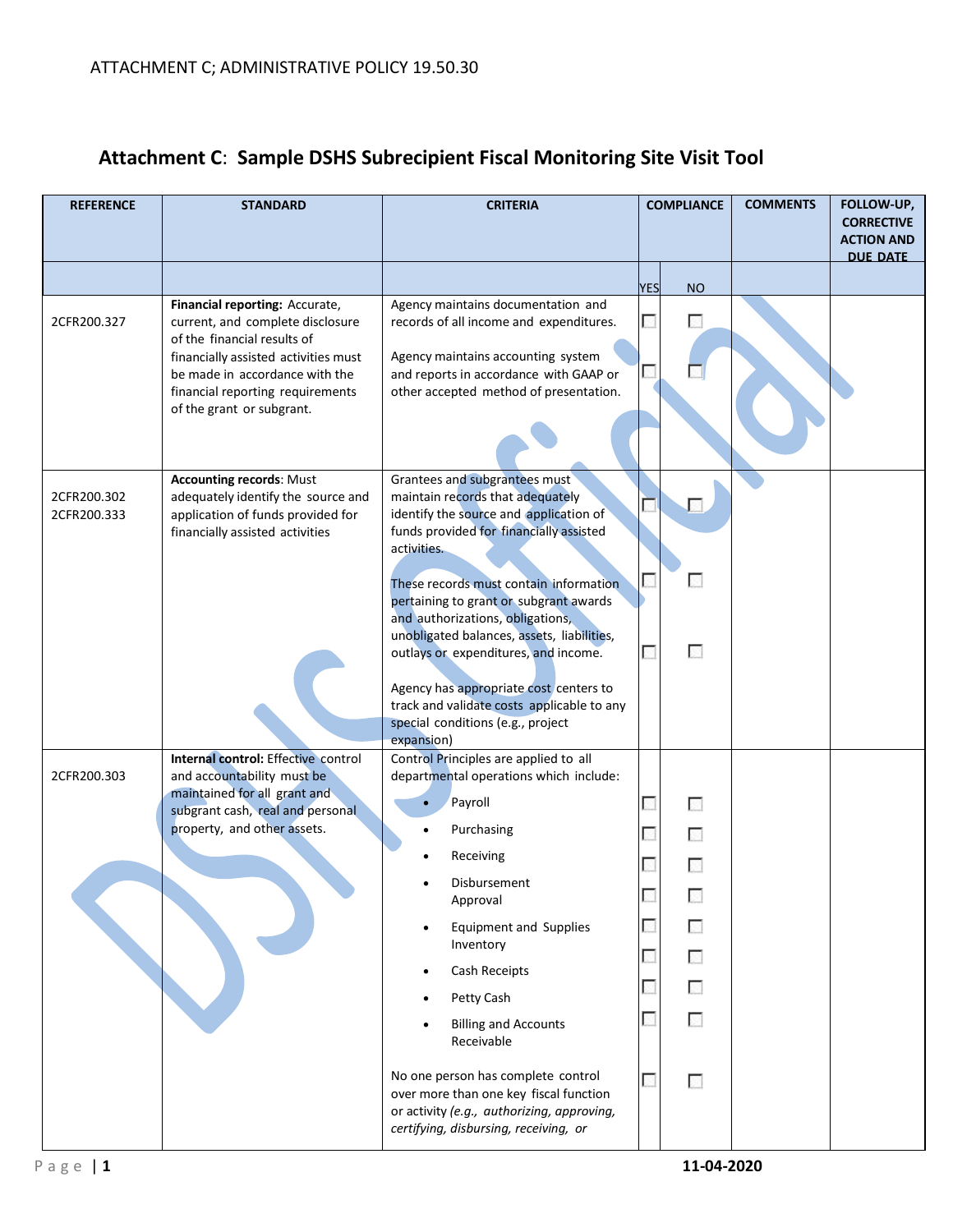ATTACHMENT C; ADMINISTRATIVE POLICY 19.50.30

# Attachment C: Sample DSHS Subrecipient Fiscal Monitoring Site Visit Tool

| REFERENCE | STANDARD | CRITERIA | COMPLIANCE | | COMMENTS | FOLLOW-UP, CORRECTIVE ACTION AND DUE DATE |
|---|---|---|---|---|---|---|
| | | | YES | NO | | |
| 2CFR200.327 | **Financial reporting:** Accurate, current, and complete disclosure of the financial results of financially assisted activities must be made in accordance with the financial reporting requirements of the grant or subgrant. | Agency maintains documentation and records of all income and expenditures. | ☐ | ☐ | | |
| | | Agency maintains accounting system and reports in accordance with GAAP or other accepted method of presentation. | ☐ | ☐ | | |
| 2CFR200.302 2CFR200.333 | **Accounting records**: Must adequately identify the source and application of funds provided for financially assisted activities | Grantees and subgrantees must maintain records that adequately identify the source and application of funds provided for financially assisted activities. | ☐ | ☐ | | |
| | | These records must contain information pertaining to grant or subgrant awards and authorizations, obligations, unobligated balances, assets, liabilities, outlays or expenditures, and income. | ☐ | ☐ | | |
| | | Agency has appropriate cost centers to track and validate costs applicable to any special conditions (e.g., project expansion) | ☐ | ☐ | | |
| 2CFR200.303 | **Internal control:** Effective control and accountability must be maintained for all grant and subgrant cash, real and personal property, and other assets. | Control Principles are applied to all departmental operations which include: | | | | |
| | | • Payroll | ☐ | ☐ | | |
| | | • Purchasing | ☐ | ☐ | | |
| | | • Receiving | ☐ | ☐ | | |
| | | • Disbursement Approval | ☐ | ☐ | | |
| | | • Equipment and Supplies Inventory | ☐ | ☐ | | |
| | | • Cash Receipts | ☐ | ☐ | | |
| | | • Petty Cash | ☐ | ☐ | | |
| | | • Billing and Accounts Receivable | ☐ | ☐ | | |
| | | No one person has complete control over more than one key fiscal function or activity *(e.g., authorizing, approving, certifying, disbursing, receiving, or* | ☐ | ☐ | | |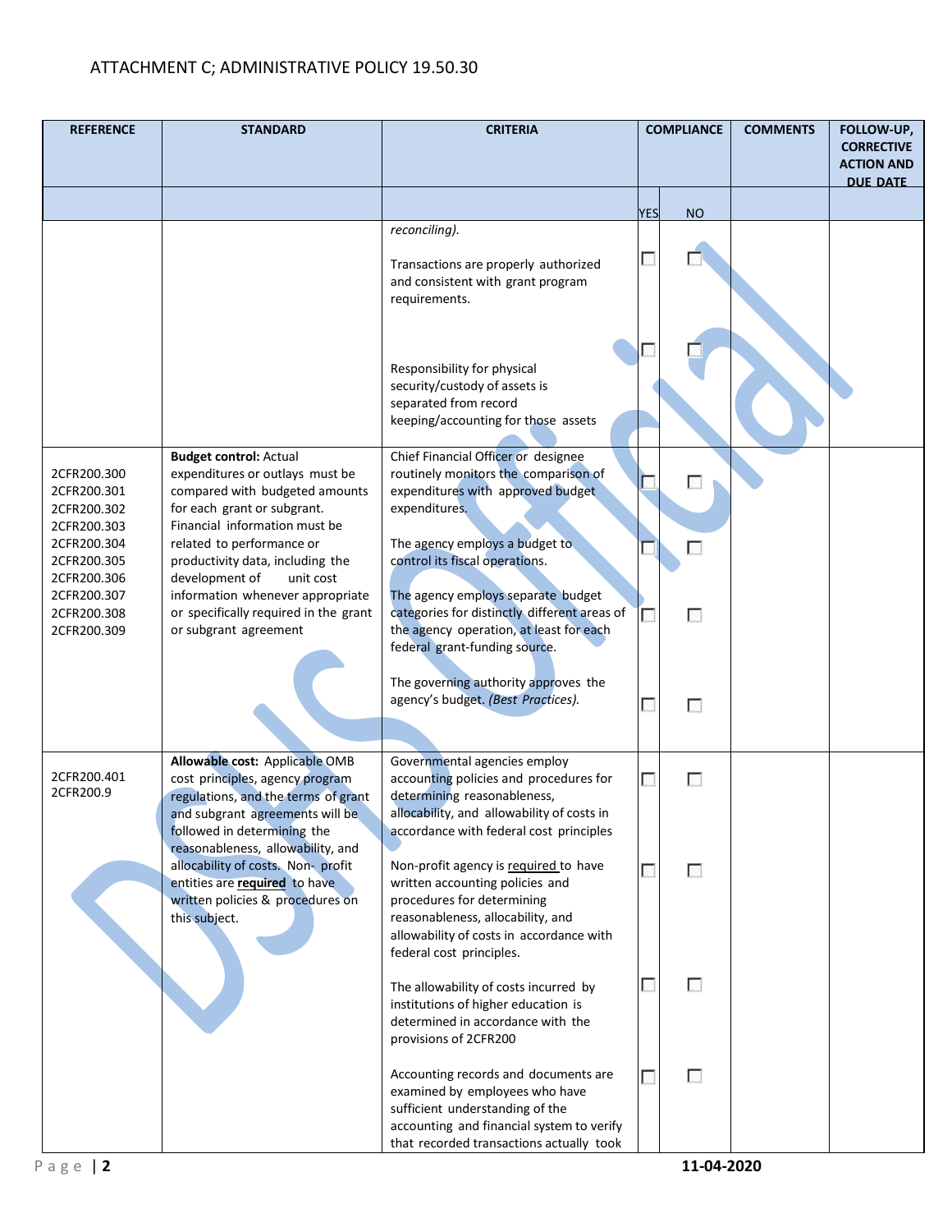ATTACHMENT C; ADMINISTRATIVE POLICY 19.50.30

| REFERENCE | STANDARD | CRITERIA | COMPLIANCE | | COMMENTS | FOLLOW-UP, CORRECTIVE ACTION AND DUE DATE |
|---|---|---|---|---|---|---|
| | | | YES | NO | | |
| | | *reconciling).*<br><br>Transactions are properly authorized and consistent with grant program requirements.<br><br>Responsibility for physical security/custody of assets is separated from record keeping/accounting for those assets | ☐<br><br>☐ | ☐<br><br>☐ | | |
| 2CFR200.300<br>2CFR200.301<br>2CFR200.302<br>2CFR200.303<br>2CFR200.304<br>2CFR200.305<br>2CFR200.306<br>2CFR200.307<br>2CFR200.308<br>2CFR200.309 | **Budget control:** Actual expenditures or outlays must be compared with budgeted amounts for each grant or subgrant. Financial information must be related to performance or productivity data, including the development of unit cost information whenever appropriate or specifically required in the grant or subgrant agreement | Chief Financial Officer or designee routinely monitors the comparison of expenditures with approved budget expenditures.<br><br>The agency employs a budget to control its fiscal operations.<br><br>The agency employs separate budget categories for distinctly different areas of the agency operation, at least for each federal grant-funding source.<br><br>The governing authority approves the agency's budget. *(Best Practices).* | ☐<br><br>☐<br><br>☐<br><br>☐ | ☐<br><br>☐<br><br>☐<br><br>☐ | | |
| 2CFR200.401<br>2CFR200.9 | **Allowable cost:** Applicable OMB cost principles, agency program regulations, and the terms of grant and subgrant agreements will be followed in determining the reasonableness, allowability, and allocability of costs. Non- profit entities are <u>**required**</u> to have written policies & procedures on this subject. | Governmental agencies employ accounting policies and procedures for determining reasonableness, allocability, and allowability of costs in accordance with federal cost principles<br><br>Non-profit agency is <u>required</u> to have written accounting policies and procedures for determining reasonableness, allocability, and allowability of costs in accordance with federal cost principles.<br><br>The allowability of costs incurred by institutions of higher education is determined in accordance with the provisions of 2CFR200<br><br>Accounting records and documents are examined by employees who have sufficient understanding of the accounting and financial system to verify that recorded transactions actually took | ☐<br><br>☐<br><br>☐<br><br>☐ | ☐<br><br>☐<br><br>☐<br><br>☐ | | |

11-04-2020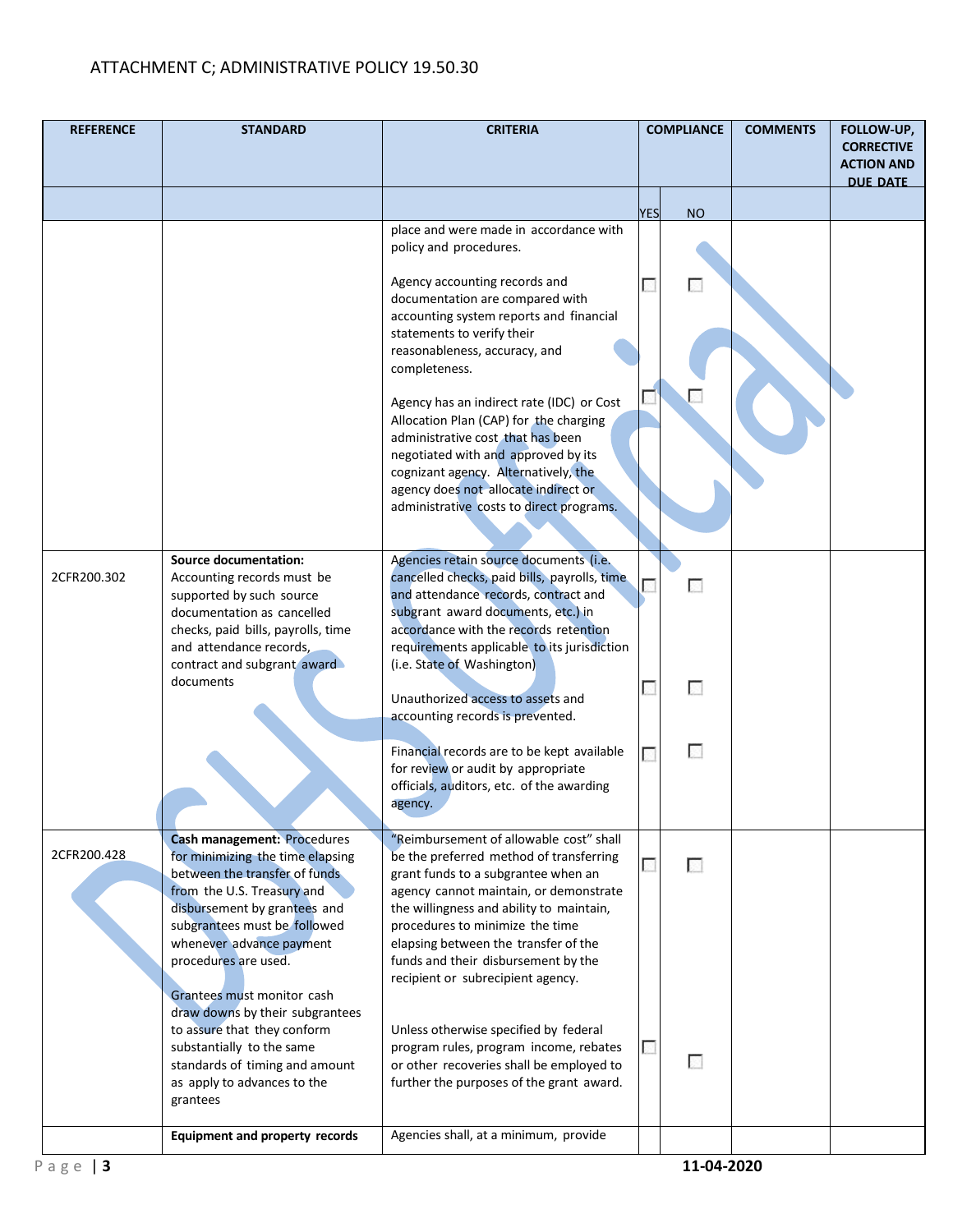ATTACHMENT C; ADMINISTRATIVE POLICY 19.50.30

| REFERENCE | STANDARD | CRITERIA | COMPLIANCE | | COMMENTS | FOLLOW-UP, CORRECTIVE ACTION AND DUE DATE |
|---|---|---|---|---|---|---|
| | | | YES | NO | | |
| | | place and were made in accordance with policy and procedures. | | | | |
| | | Agency accounting records and documentation are compared with accounting system reports and financial statements to verify their reasonableness, accuracy, and completeness. | ☐ | ☐ | | |
| | | Agency has an indirect rate (IDC) or Cost Allocation Plan (CAP) for the charging administrative cost that has been negotiated with and approved by its cognizant agency. Alternatively, the agency does not allocate indirect or administrative costs to direct programs. | ☐ | ☐ | | |
| 2CFR200.302 | **Source documentation:** Accounting records must be supported by such source documentation as cancelled checks, paid bills, payrolls, time and attendance records, contract and subgrant award documents | Agencies retain source documents (i.e. cancelled checks, paid bills, payrolls, time and attendance records, contract and subgrant award documents, etc.) in accordance with the records retention requirements applicable to its jurisdiction (i.e. State of Washington) | ☐ | ☐ | | |
| | | Unauthorized access to assets and accounting records is prevented. | ☐ | ☐ | | |
| | | Financial records are to be kept available for review or audit by appropriate officials, auditors, etc. of the awarding agency. | ☐ | ☐ | | |
| 2CFR200.428 | **Cash management:** Procedures for minimizing the time elapsing between the transfer of funds from the U.S. Treasury and disbursement by grantees and subgrantees must be followed whenever advance payment procedures are used. | "Reimbursement of allowable cost" shall be the preferred method of transferring grant funds to a subgrantee when an agency cannot maintain, or demonstrate the willingness and ability to maintain, procedures to minimize the time elapsing between the transfer of the funds and their disbursement by the recipient or subrecipient agency. | ☐ | ☐ | | |
| | Grantees must monitor cash draw downs by their subgrantees to assure that they conform substantially to the same standards of timing and amount as apply to advances to the grantees | Unless otherwise specified by federal program rules, program income, rebates or other recoveries shall be employed to further the purposes of the grant award. | ☐ | ☐ | | |
| | **Equipment and property records** | Agencies shall, at a minimum, provide | | | | |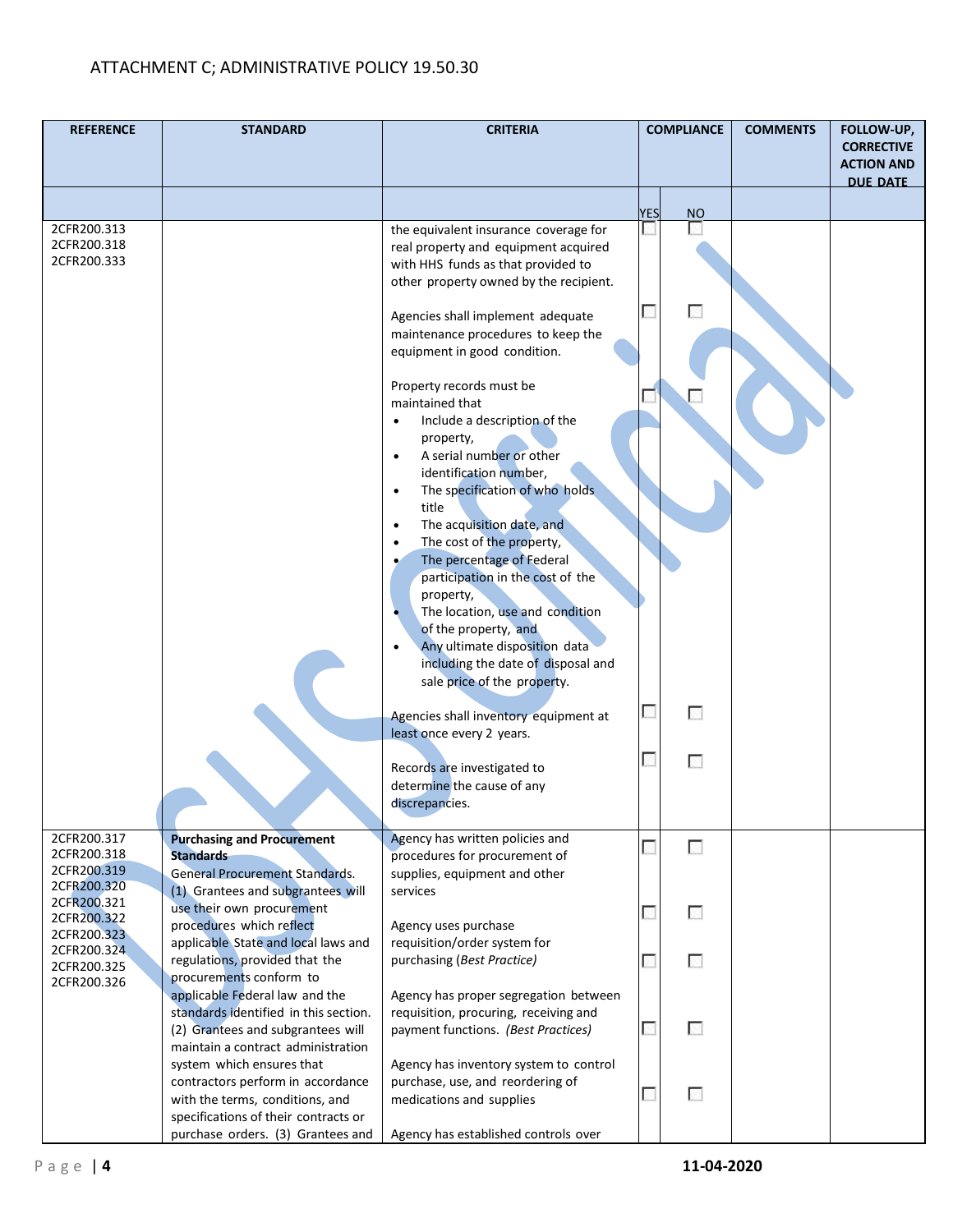ATTACHMENT C; ADMINISTRATIVE POLICY 19.50.30

| REFERENCE | STANDARD | CRITERIA | COMPLIANCE | | COMMENTS | FOLLOW-UP, CORRECTIVE ACTION AND DUE DATE |
|---|---|---|---|---|---|---|
| | | | YES | NO | | |
| 2CFR200.313<br>2CFR200.318<br>2CFR200.333 | | the equivalent insurance coverage for real property and equipment acquired with HHS funds as that provided to other property owned by the recipient. | ☐ | ☐ | | |
| | | Agencies shall implement adequate maintenance procedures to keep the equipment in good condition. | ☐ | ☐ | | |
| | | Property records must be maintained that<br>• Include a description of the property,<br>• A serial number or other identification number,<br>• The specification of who holds title<br>• The acquisition date, and<br>• The cost of the property,<br>• The percentage of Federal participation in the cost of the property,<br>• The location, use and condition of the property, and<br>• Any ultimate disposition data including the date of disposal and sale price of the property. | ☐ | ☐ | | |
| | | Agencies shall inventory equipment at least once every 2 years. | ☐ | ☐ | | |
| | | Records are investigated to determine the cause of any discrepancies. | ☐ | ☐ | | |
| 2CFR200.317<br>2CFR200.318<br>2CFR200.319<br>2CFR200.320<br>2CFR200.321<br>2CFR200.322<br>2CFR200.323<br>2CFR200.324<br>2CFR200.325<br>2CFR200.326 | **Purchasing and Procurement Standards**<br>General Procurement Standards.<br>(1) Grantees and subgrantees will use their own procurement procedures which reflect applicable State and local laws and regulations, provided that the procurements conform to applicable Federal law and the standards identified in this section. (2) Grantees and subgrantees will maintain a contract administration system which ensures that contractors perform in accordance with the terms, conditions, and specifications of their contracts or purchase orders. (3) Grantees and | Agency has written policies and procedures for procurement of supplies, equipment and other services | ☐ | ☐ | | |
| | | Agency uses purchase requisition/order system for purchasing (*Best Practice*) | ☐ | ☐ | | |
| | | Agency has proper segregation between requisition, procuring, receiving and payment functions. (*Best Practices*) | ☐ | ☐ | | |
| | | Agency has inventory system to control purchase, use, and reordering of medications and supplies | ☐ | ☐ | | |
| | | Agency has established controls over | ☐ | ☐ | | |

11-04-2020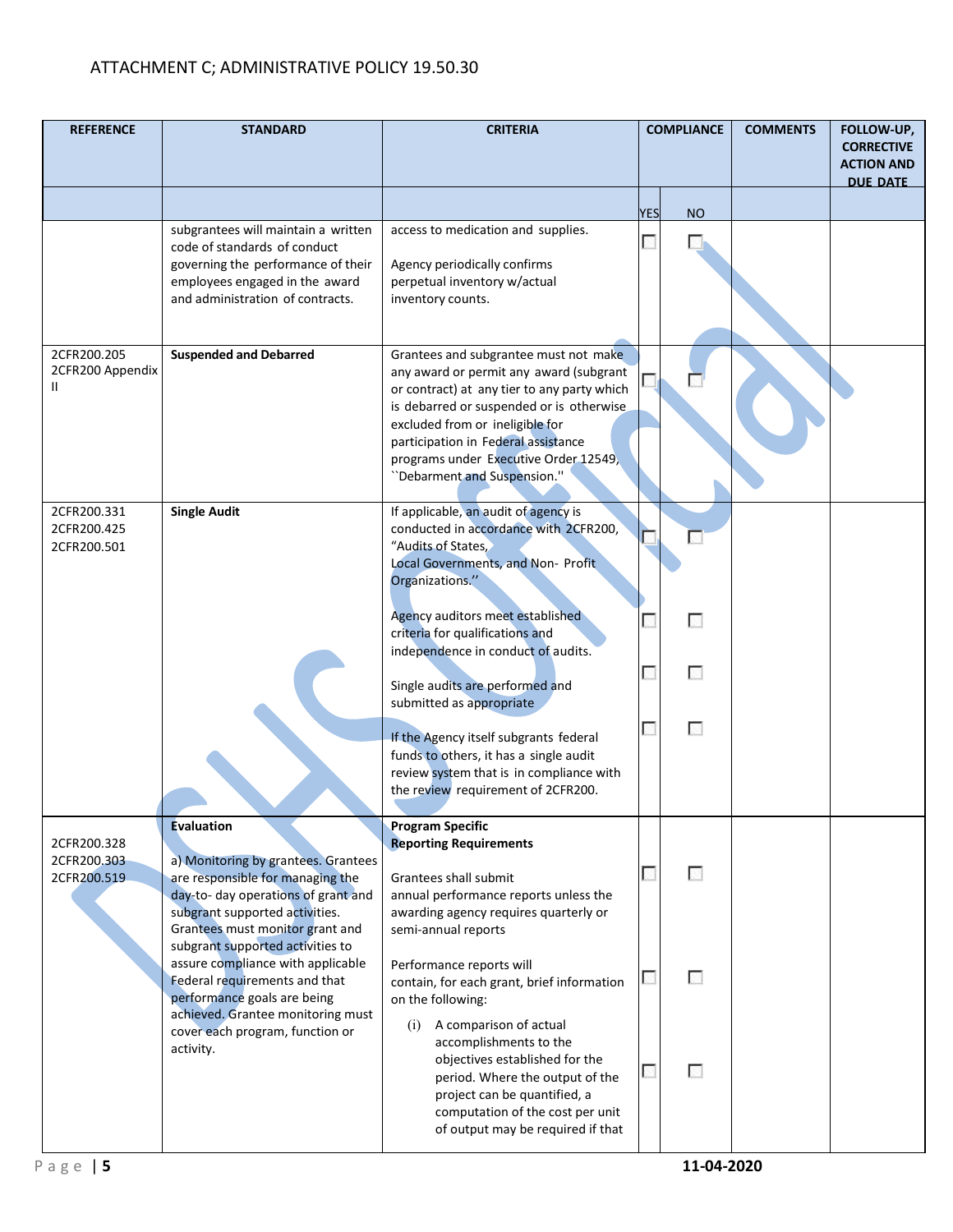ATTACHMENT C; ADMINISTRATIVE POLICY 19.50.30

| REFERENCE | STANDARD | CRITERIA | COMPLIANCE | | COMMENTS | FOLLOW-UP, CORRECTIVE ACTION AND DUE DATE |
|---|---|---|---|---|---|---|
| | | | YES | NO | | |
| | subgrantees will maintain a written code of standards of conduct governing the performance of their employees engaged in the award and administration of contracts. | access to medication and supplies.<br><br>Agency periodically confirms perpetual inventory w/actual inventory counts. | ☐ | ☐ | | |
| 2CFR200.205<br>2CFR200 Appendix II | **Suspended and Debarred** | Grantees and subgrantee must not make any award or permit any award (subgrant or contract) at any tier to any party which is debarred or suspended or is otherwise excluded from or ineligible for participation in Federal assistance programs under Executive Order 12549, ``Debarment and Suspension.'' | ☐ | ☐ | | |
| 2CFR200.331<br>2CFR200.425<br>2CFR200.501 | **Single Audit** | If applicable, an audit of agency is conducted in accordance with 2CFR200, "Audits of States, Local Governments, and Non- Profit Organizations.'' | ☐ | ☐ | | |
| | | Agency auditors meet established criteria for qualifications and independence in conduct of audits. | ☐ | ☐ | | |
| | | Single audits are performed and submitted as appropriate | ☐ | ☐ | | |
| | | If the Agency itself subgrants federal funds to others, it has a single audit review system that is in compliance with the review requirement of 2CFR200. | ☐ | ☐ | | |
| 2CFR200.328<br>2CFR200.303<br>2CFR200.519 | **Evaluation**<br><br>a) Monitoring by grantees. Grantees are responsible for managing the day-to- day operations of grant and subgrant supported activities. Grantees must monitor grant and subgrant supported activities to assure compliance with applicable Federal requirements and that performance goals are being achieved. Grantee monitoring must cover each program, function or activity. | **Program Specific Reporting Requirements**<br><br>Grantees shall submit annual performance reports unless the awarding agency requires quarterly or semi-annual reports | ☐ | ☐ | | |
| | | Performance reports will contain, for each grant, brief information on the following: | ☐ | ☐ | | |
| | | (i) A comparison of actual accomplishments to the objectives established for the period. Where the output of the project can be quantified, a computation of the cost per unit of output may be required if that | ☐ | ☐ | | |

11-04-2020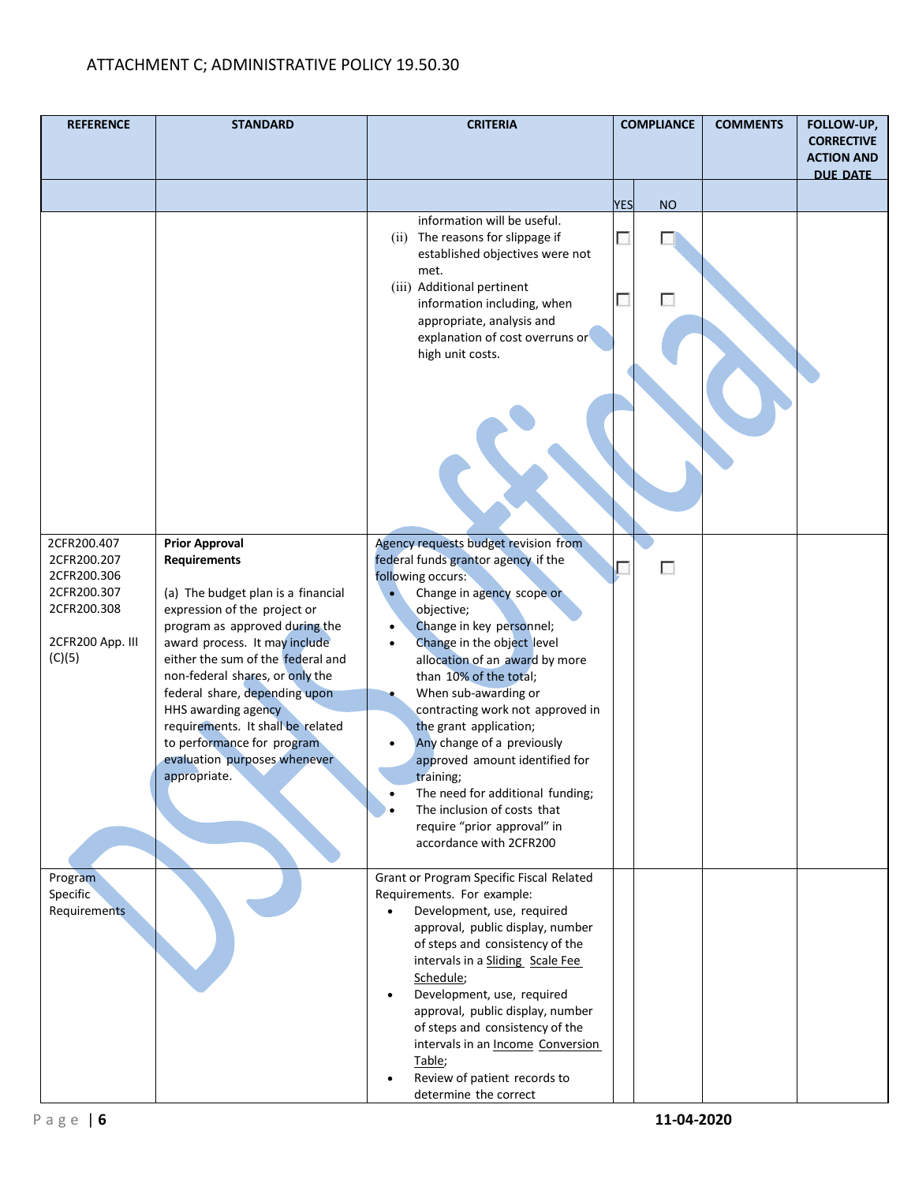ATTACHMENT C; ADMINISTRATIVE POLICY 19.50.30

| REFERENCE | STANDARD | CRITERIA | COMPLIANCE | | COMMENTS | FOLLOW-UP, CORRECTIVE ACTION AND DUE DATE |
|---|---|---|---|---|---|---|
| | | | YES | NO | | |
| | | information will be useful.<br>(ii) The reasons for slippage if established objectives were not met.<br>(iii) Additional pertinent information including, when appropriate, analysis and explanation of cost overruns or high unit costs. | ☐<br>☐ | ☐<br>☐ | | |
| 2CFR200.407<br>2CFR200.207<br>2CFR200.306<br>2CFR200.307<br>2CFR200.308<br><br>2CFR200 App. III (C)(5) | **Prior Approval Requirements**<br><br>(a) The budget plan is a financial expression of the project or program as approved during the award process. It may include either the sum of the federal and non-federal shares, or only the federal share, depending upon HHS awarding agency requirements. It shall be related to performance for program evaluation purposes whenever appropriate. | Agency requests budget revision from federal funds grantor agency if the following occurs:<br>• Change in agency scope or objective;<br>• Change in key personnel;<br>• Change in the object level allocation of an award by more than 10% of the total;<br>• When sub-awarding or contracting work not approved in the grant application;<br>• Any change of a previously approved amount identified for training;<br>• The need for additional funding;<br>• The inclusion of costs that require "prior approval" in accordance with 2CFR200 | ☐ | ☐ | | |
| Program Specific Requirements | | Grant or Program Specific Fiscal Related Requirements. For example:<br>• Development, use, required approval, public display, number of steps and consistency of the intervals in a Sliding Scale Fee Schedule;<br>• Development, use, required approval, public display, number of steps and consistency of the intervals in an Income Conversion Table;<br>• Review of patient records to determine the correct | | | | |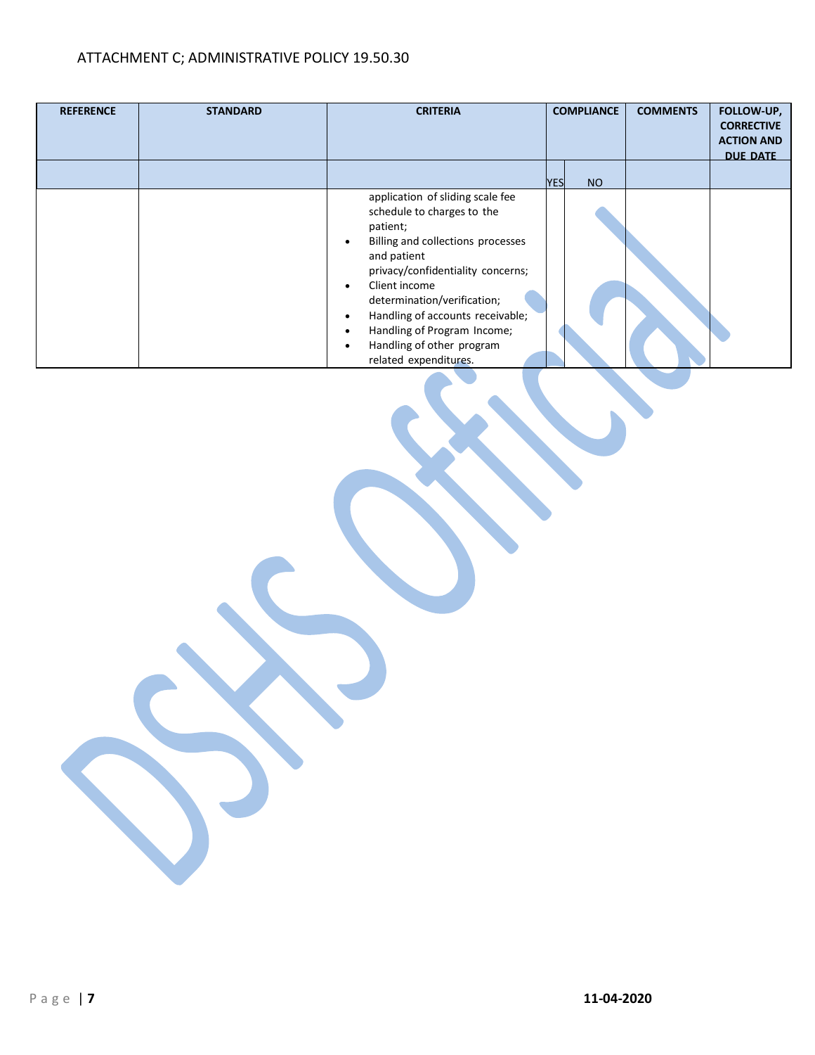ATTACHMENT C; ADMINISTRATIVE POLICY 19.50.30

| REFERENCE | STANDARD | CRITERIA | COMPLIANCE | | COMMENTS | FOLLOW-UP, CORRECTIVE ACTION AND DUE DATE |
|---|---|---|---|---|---|---|
| | | | YES | NO | | |
| | | application of sliding scale fee schedule to charges to the patient;<br>• Billing and collections processes and patient privacy/confidentiality concerns;<br>• Client income determination/verification;<br>• Handling of accounts receivable;<br>• Handling of Program Income;<br>• Handling of other program related expenditures. | | | | |